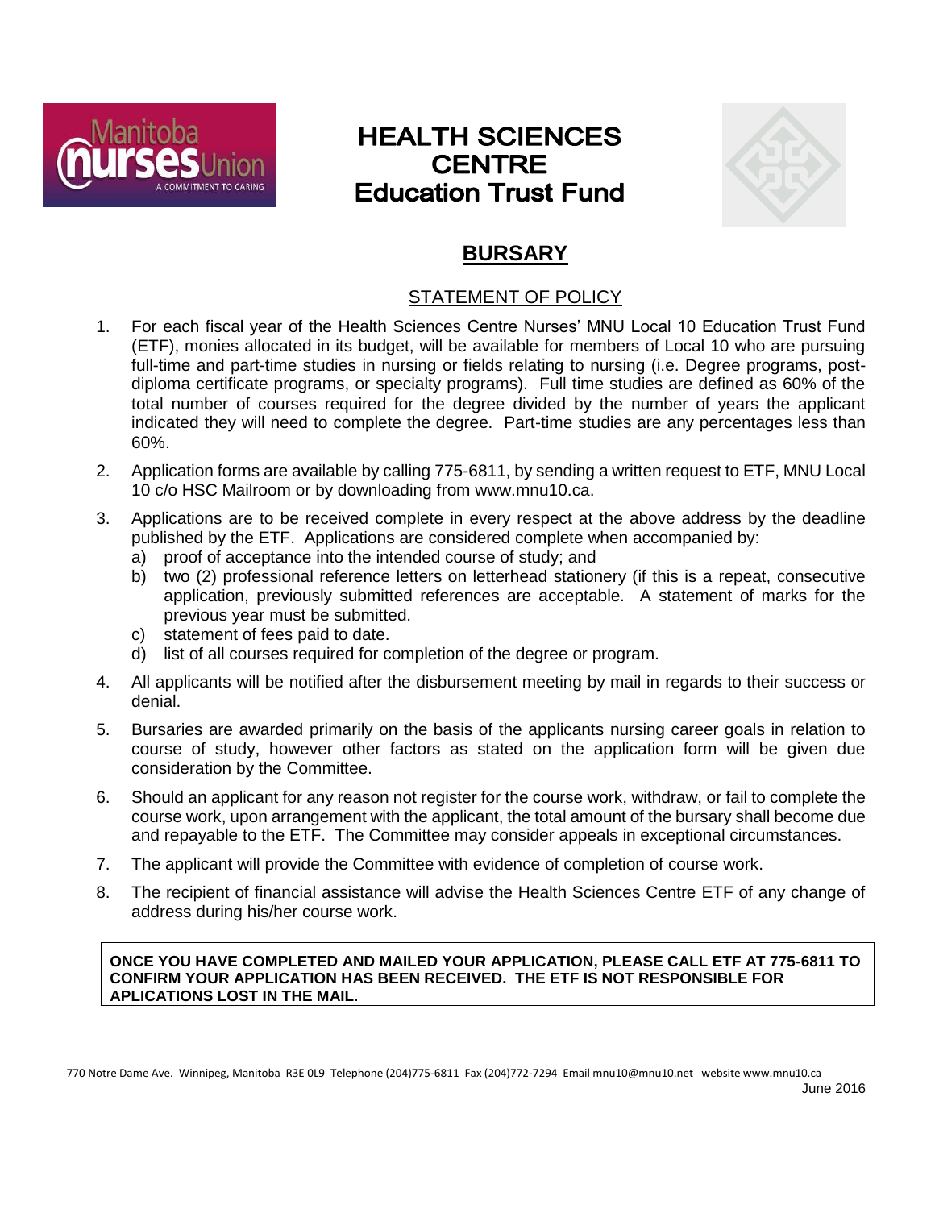# HEALTH SCIENCES CENTRE Education Trust Fund

## BURSARY

### STATEMENT OF POLICY

1. For each fiscal year of the Health Sciences Centre Nurses' MNU Local 10 Education Trust Fund (ETF), monies allocated in its budget, will be available for members of Local 10 who are pursuing full-time and part-time studies in nursing or fields relating to nursing (i.e. Degree programs, post-diploma certificate programs, or specialty programs). Full time studies are defined as 60% of the total number of courses required for the degree divided by the number of years the applicant indicated they will need to complete the degree. Part-time studies are any percentages less than 60%.
2. Application forms are available by calling 775-6811, by sending a written request to ETF, MNU Local 10 c/o HSC Mailroom or by downloading from www.mnu10.ca.
3. Applications are to be received complete in every respect at the above address by the deadline published by the ETF. Applications are considered complete when accompanied by:
   a) proof of acceptance into the intended course of study; and
   b) two (2) professional reference letters on letterhead stationery (if this is a repeat, consecutive application, previously submitted references are acceptable. A statement of marks for the previous year must be submitted.
   c) statement of fees paid to date.
   d) list of all courses required for completion of the degree or program.
4. All applicants will be notified after the disbursement meeting by mail in regards to their success or denial.
5. Bursaries are awarded primarily on the basis of the applicants nursing career goals in relation to course of study, however other factors as stated on the application form will be given due consideration by the Committee.
6. Should an applicant for any reason not register for the course work, withdraw, or fail to complete the course work, upon arrangement with the applicant, the total amount of the bursary shall become due and repayable to the ETF. The Committee may consider appeals in exceptional circumstances.
7. The applicant will provide the Committee with evidence of completion of course work.
8. The recipient of financial assistance will advise the Health Sciences Centre ETF of any change of address during his/her course work.

**ONCE YOU HAVE COMPLETED AND MAILED YOUR APPLICATION, PLEASE CALL ETF AT 775-6811 TO CONFIRM YOUR APPLICATION HAS BEEN RECEIVED. THE ETF IS NOT RESPONSIBLE FOR APLICATIONS LOST IN THE MAIL.**

770 Notre Dame Ave. Winnipeg, Manitoba R3E 0L9 Telephone (204)775-6811 Fax (204)772-7294 Email mnu10@mnu10.net website www.mnu10.ca

June 2016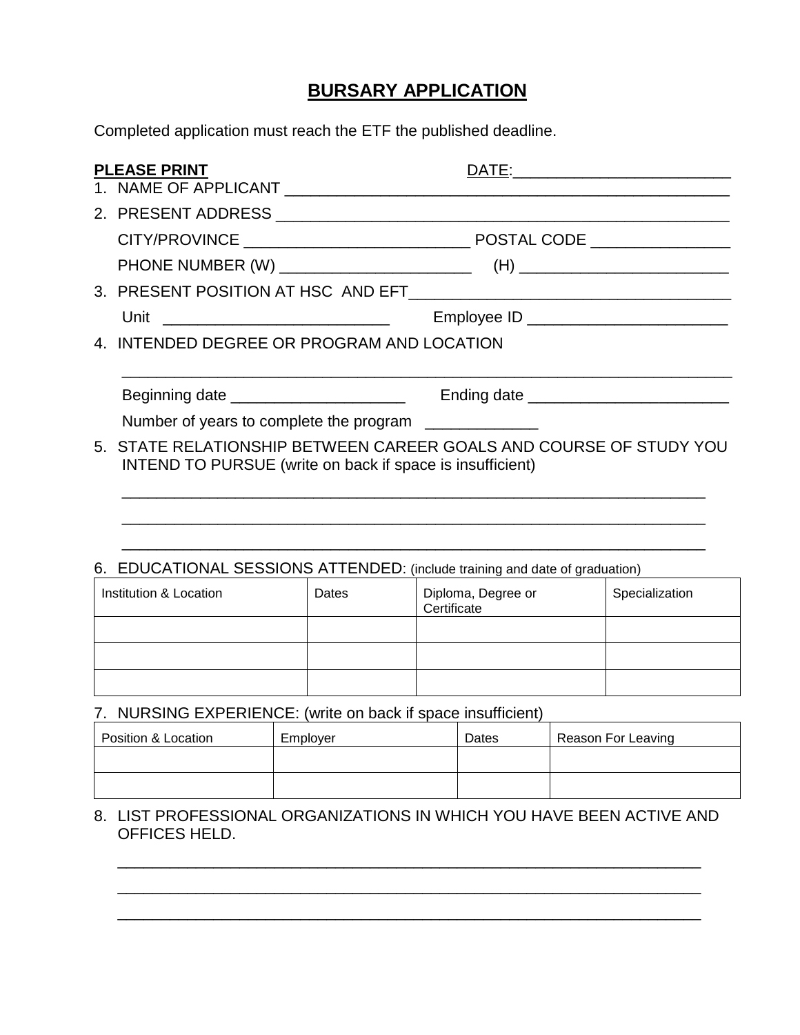# BURSARY APPLICATION

Completed application must reach the ETF the published deadline.

**PLEASE PRINT** DATE:________________________

1. NAME OF APPLICANT ____________________________________________________

2. PRESENT ADDRESS ____________________________________________________

   CITY/PROVINCE _________________________ POSTAL CODE ________________

   PHONE NUMBER (W) ______________________ (H) ________________________

3. PRESENT POSITION AT HSC AND EFT____________________________________

   Unit _________________________ Employee ID _______________________

4. INTENDED DEGREE OR PROGRAM AND LOCATION

   _______________________________________________________________________

   Beginning date ____________________ Ending date _______________________

   Number of years to complete the program _____________

5. STATE RELATIONSHIP BETWEEN CAREER GOALS AND COURSE OF STUDY YOU INTEND TO PURSUE (write on back if space is insufficient)

   _______________________________________________________________________

   _______________________________________________________________________

   _______________________________________________________________________

6. EDUCATIONAL SESSIONS ATTENDED: (include training and date of graduation)

| Institution & Location | Dates | Diploma, Degree or Certificate | Specialization |
|---|---|---|---|
| | | | |
| | | | |
| | | | |

7. NURSING EXPERIENCE: (write on back if space insufficient)

| Position & Location | Employer | Dates | Reason For Leaving |
|---|---|---|---|
| | | | |
| | | | |

8. LIST PROFESSIONAL ORGANIZATIONS IN WHICH YOU HAVE BEEN ACTIVE AND OFFICES HELD.

   _______________________________________________________________________

   _______________________________________________________________________

   _______________________________________________________________________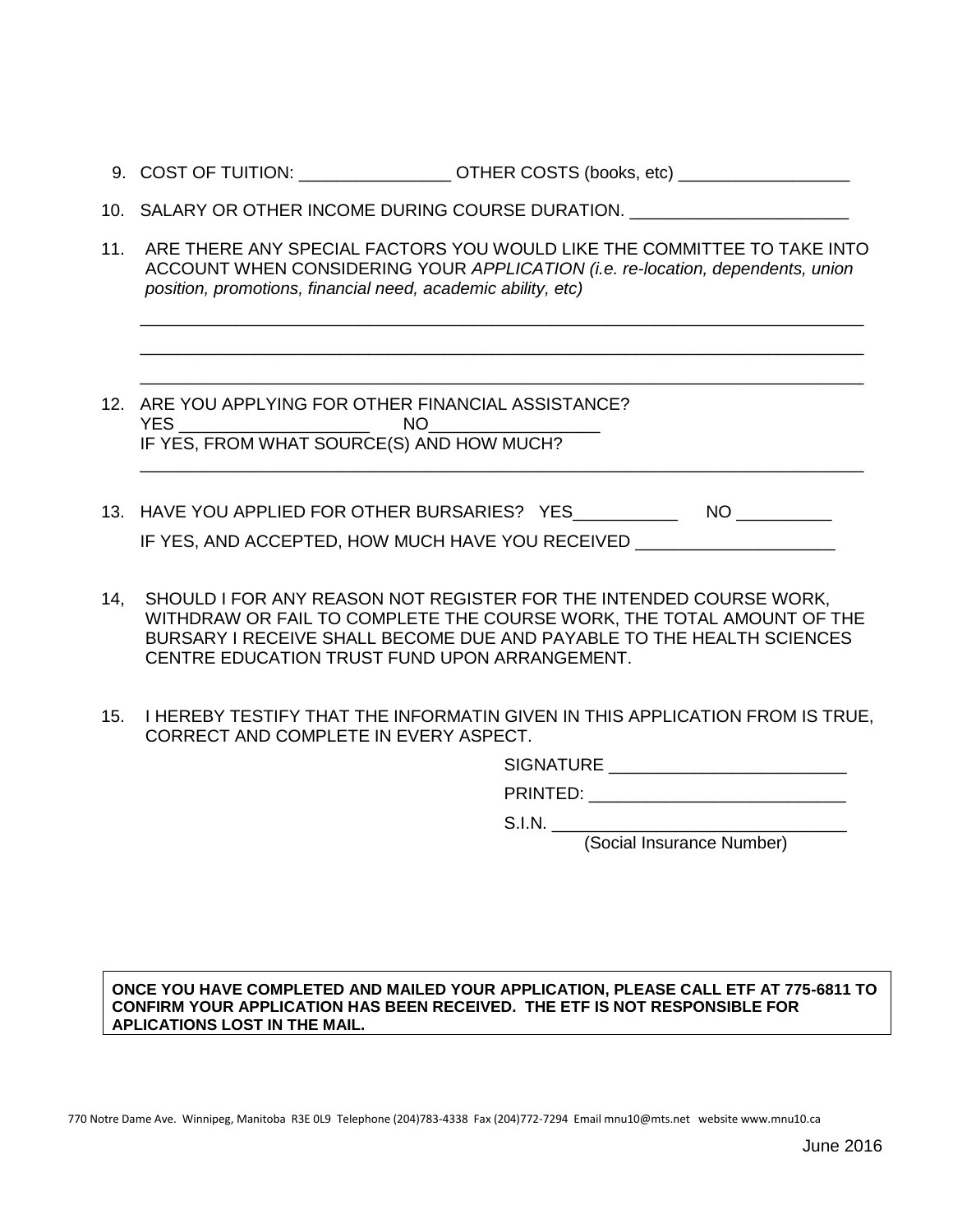9. COST OF TUITION: ________________ OTHER COSTS (books, etc) __________________

10. SALARY OR OTHER INCOME DURING COURSE DURATION. _______________________

11. ARE THERE ANY SPECIAL FACTORS YOU WOULD LIKE THE COMMITTEE TO TAKE INTO ACCOUNT WHEN CONSIDERING YOUR *APPLICATION (i.e. re-location, dependents, union position, promotions, financial need, academic ability, etc)*

    ______________________________________________________________________________

    ______________________________________________________________________________

    ______________________________________________________________________________

12. ARE YOU APPLYING FOR OTHER FINANCIAL ASSISTANCE?
    YES ____________________ NO__________________
    IF YES, FROM WHAT SOURCE(S) AND HOW MUCH?

    ______________________________________________________________________________

13. HAVE YOU APPLIED FOR OTHER BURSARIES? YES___________ NO __________

    IF YES, AND ACCEPTED, HOW MUCH HAVE YOU RECEIVED _____________________

14, SHOULD I FOR ANY REASON NOT REGISTER FOR THE INTENDED COURSE WORK, WITHDRAW OR FAIL TO COMPLETE THE COURSE WORK, THE TOTAL AMOUNT OF THE BURSARY I RECEIVE SHALL BECOME DUE AND PAYABLE TO THE HEALTH SCIENCES CENTRE EDUCATION TRUST FUND UPON ARRANGEMENT.

15. I HEREBY TESTIFY THAT THE INFORMATIN GIVEN IN THIS APPLICATION FROM IS TRUE, CORRECT AND COMPLETE IN EVERY ASPECT.

SIGNATURE _________________________

PRINTED: ___________________________

S.I.N. _______________________________
(Social Insurance Number)

**ONCE YOU HAVE COMPLETED AND MAILED YOUR APPLICATION, PLEASE CALL ETF AT 775-6811 TO CONFIRM YOUR APPLICATION HAS BEEN RECEIVED. THE ETF IS NOT RESPONSIBLE FOR APLICATIONS LOST IN THE MAIL.**

770 Notre Dame Ave. Winnipeg, Manitoba R3E 0L9 Telephone (204)783-4338 Fax (204)772-7294 Email mnu10@mts.net website www.mnu10.ca

June 2016